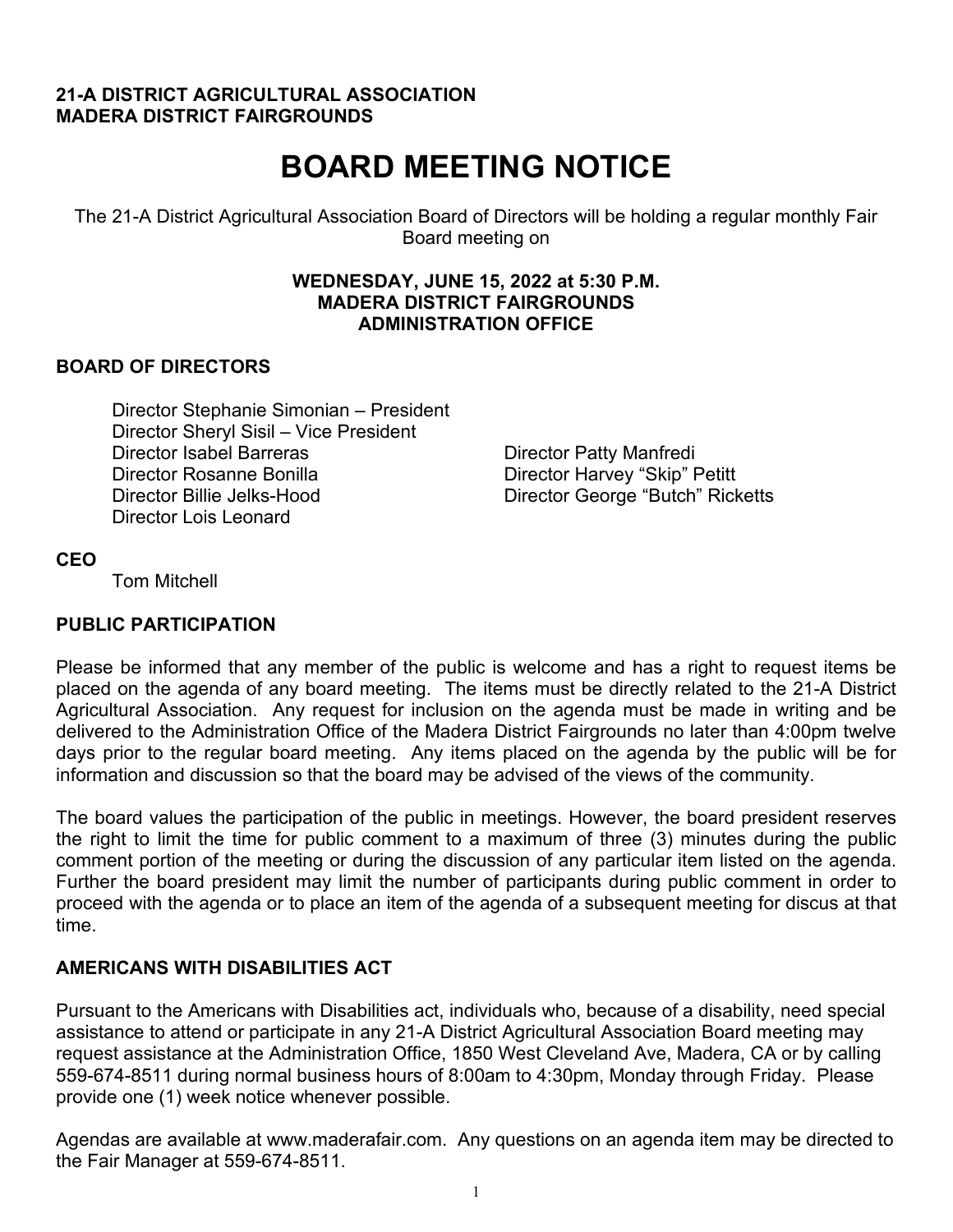**21-A DISTRICT AGRICULTURAL ASSOCIATION**
**MADERA DISTRICT FAIRGROUNDS**

# BOARD MEETING NOTICE

The 21-A District Agricultural Association Board of Directors will be holding a regular monthly Fair Board meeting on

**WEDNESDAY, JUNE 15, 2022 at 5:30 P.M.**
**MADERA DISTRICT FAIRGROUNDS**
**ADMINISTRATION OFFICE**

## BOARD OF DIRECTORS

Director Stephanie Simonian – President
Director Sheryl Sisil – Vice President
Director Isabel Barreras
Director Rosanne Bonilla
Director Billie Jelks-Hood
Director Lois Leonard
Director Patty Manfredi
Director Harvey "Skip" Petitt
Director George "Butch" Ricketts

## CEO

Tom Mitchell

## PUBLIC PARTICIPATION

Please be informed that any member of the public is welcome and has a right to request items be placed on the agenda of any board meeting. The items must be directly related to the 21-A District Agricultural Association. Any request for inclusion on the agenda must be made in writing and be delivered to the Administration Office of the Madera District Fairgrounds no later than 4:00pm twelve days prior to the regular board meeting. Any items placed on the agenda by the public will be for information and discussion so that the board may be advised of the views of the community.

The board values the participation of the public in meetings. However, the board president reserves the right to limit the time for public comment to a maximum of three (3) minutes during the public comment portion of the meeting or during the discussion of any particular item listed on the agenda. Further the board president may limit the number of participants during public comment in order to proceed with the agenda or to place an item of the agenda of a subsequent meeting for discus at that time.

## AMERICANS WITH DISABILITIES ACT

Pursuant to the Americans with Disabilities act, individuals who, because of a disability, need special assistance to attend or participate in any 21-A District Agricultural Association Board meeting may request assistance at the Administration Office, 1850 West Cleveland Ave, Madera, CA or by calling 559-674-8511 during normal business hours of 8:00am to 4:30pm, Monday through Friday. Please provide one (1) week notice whenever possible.

Agendas are available at www.maderafair.com. Any questions on an agenda item may be directed to the Fair Manager at 559-674-8511.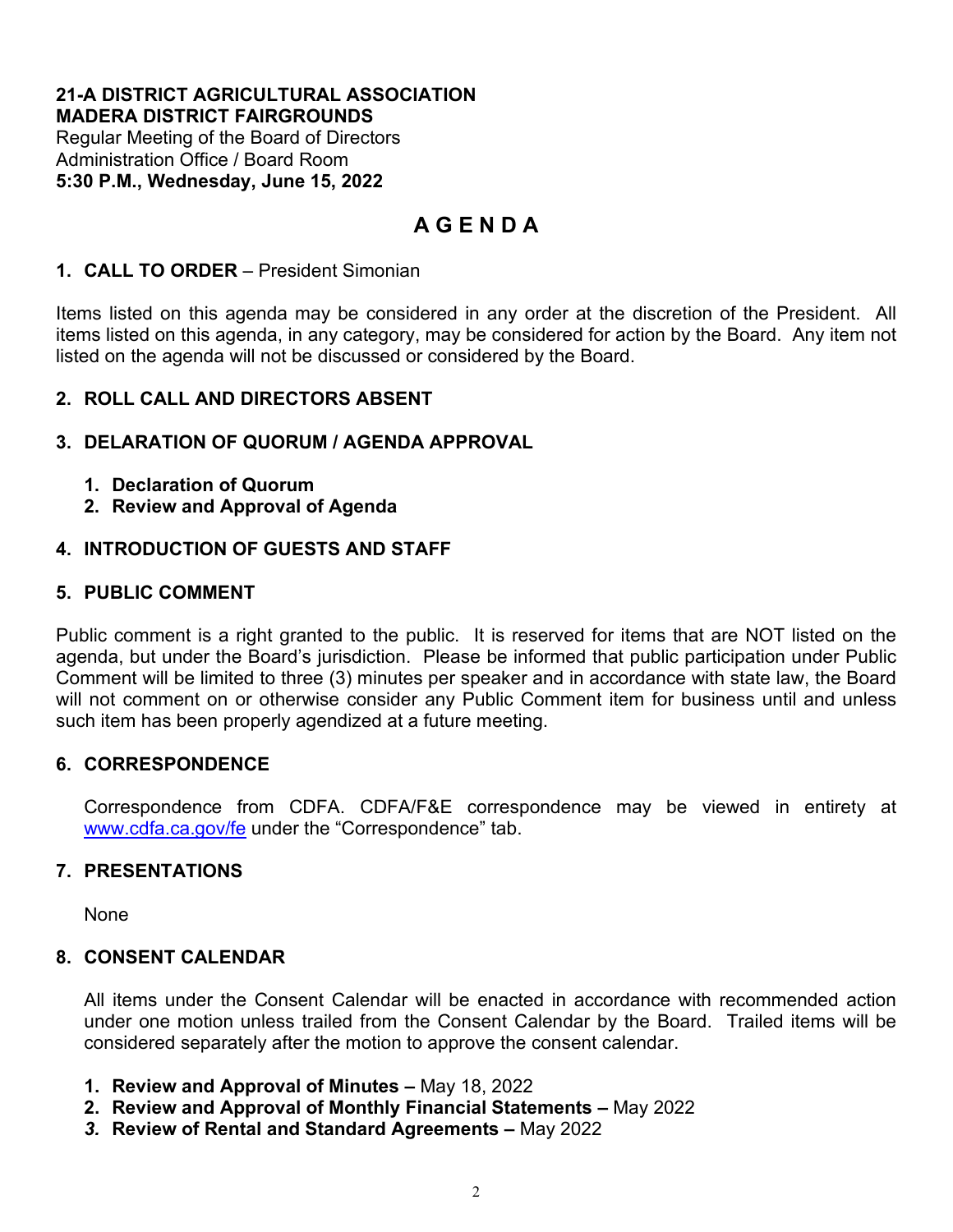**21-A DISTRICT AGRICULTURAL ASSOCIATION**
**MADERA DISTRICT FAIRGROUNDS**
Regular Meeting of the Board of Directors
Administration Office / Board Room
**5:30 P.M., Wednesday, June 15, 2022**

# A G E N D A

**1. CALL TO ORDER** – President Simonian

Items listed on this agenda may be considered in any order at the discretion of the President. All items listed on this agenda, in any category, may be considered for action by the Board. Any item not listed on the agenda will not be discussed or considered by the Board.

**2. ROLL CALL AND DIRECTORS ABSENT**

**3. DELARATION OF QUORUM / AGENDA APPROVAL**

1. **Declaration of Quorum**
2. **Review and Approval of Agenda**

**4. INTRODUCTION OF GUESTS AND STAFF**

**5. PUBLIC COMMENT**

Public comment is a right granted to the public. It is reserved for items that are NOT listed on the agenda, but under the Board's jurisdiction. Please be informed that public participation under Public Comment will be limited to three (3) minutes per speaker and in accordance with state law, the Board will not comment on or otherwise consider any Public Comment item for business until and unless such item has been properly agendized at a future meeting.

**6. CORRESPONDENCE**

Correspondence from CDFA. CDFA/F&E correspondence may be viewed in entirety at [www.cdfa.ca.gov/fe](www.cdfa.ca.gov/fe) under the "Correspondence" tab.

**7. PRESENTATIONS**

None

**8. CONSENT CALENDAR**

All items under the Consent Calendar will be enacted in accordance with recommended action under one motion unless trailed from the Consent Calendar by the Board. Trailed items will be considered separately after the motion to approve the consent calendar.

1. **Review and Approval of Minutes –** May 18, 2022
2. **Review and Approval of Monthly Financial Statements –** May 2022
3. **Review of Rental and Standard Agreements –** May 2022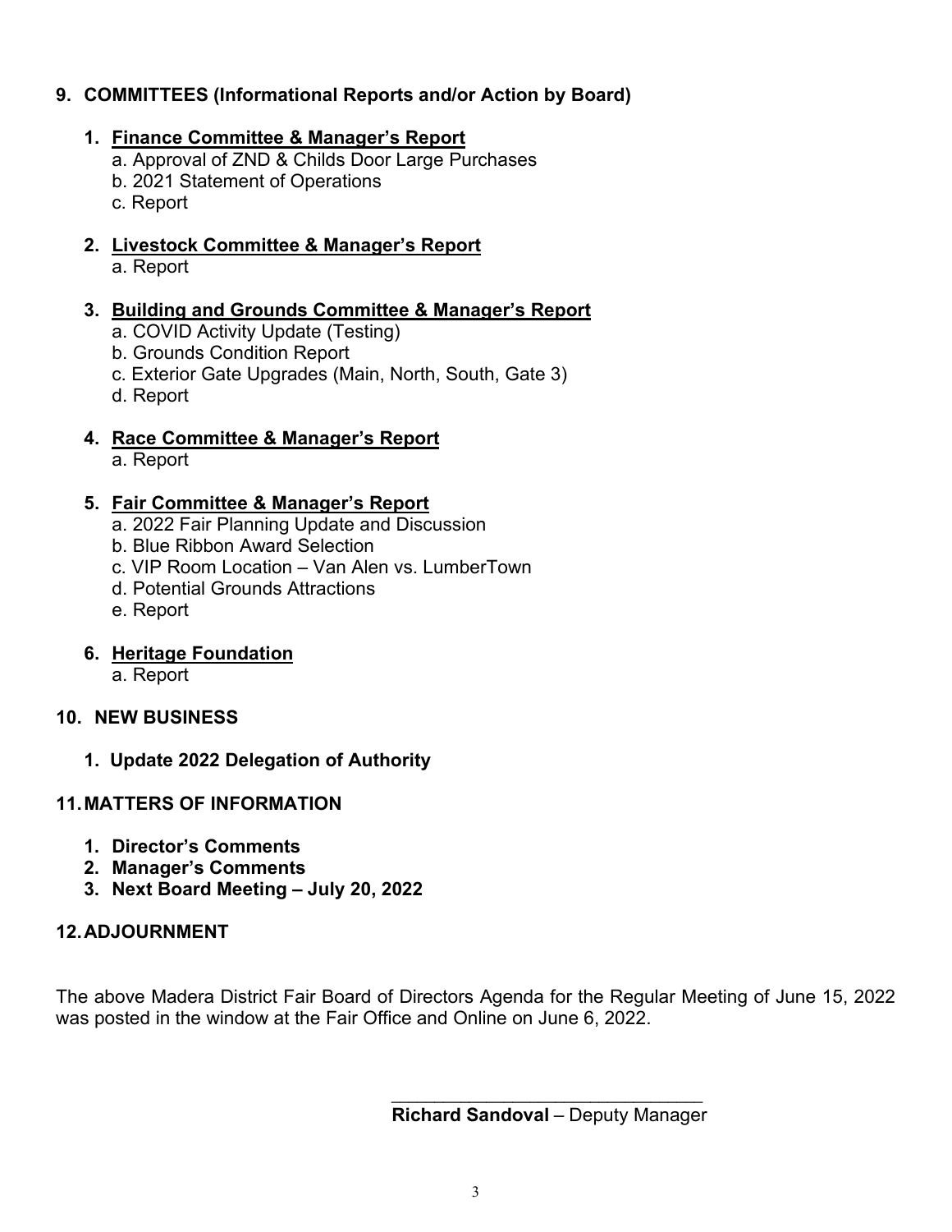**9. COMMITTEES (Informational Reports and/or Action by Board)**

1. **Finance Committee & Manager's Report**
   - a. Approval of ZND & Childs Door Large Purchases
   - b. 2021 Statement of Operations
   - c. Report

2. **Livestock Committee & Manager's Report**
   - a. Report

3. **Building and Grounds Committee & Manager's Report**
   - a. COVID Activity Update (Testing)
   - b. Grounds Condition Report
   - c. Exterior Gate Upgrades (Main, North, South, Gate 3)
   - d. Report

4. **Race Committee & Manager's Report**
   - a. Report

5. **Fair Committee & Manager's Report**
   - a. 2022 Fair Planning Update and Discussion
   - b. Blue Ribbon Award Selection
   - c. VIP Room Location – Van Alen vs. LumberTown
   - d. Potential Grounds Attractions
   - e. Report

6. **Heritage Foundation**
   - a. Report

**10. NEW BUSINESS**

1. **Update 2022 Delegation of Authority**

**11. MATTERS OF INFORMATION**

1. **Director's Comments**
2. **Manager's Comments**
3. **Next Board Meeting – July 20, 2022**

**12. ADJOURNMENT**

The above Madera District Fair Board of Directors Agenda for the Regular Meeting of June 15, 2022 was posted in the window at the Fair Office and Online on June 6, 2022.

\_\_\_\_\_\_\_\_\_\_\_\_\_\_\_\_\_\_\_\_\_\_\_\_\_\_\_\_\_\_\_\_\_

**Richard Sandoval** – Deputy Manager